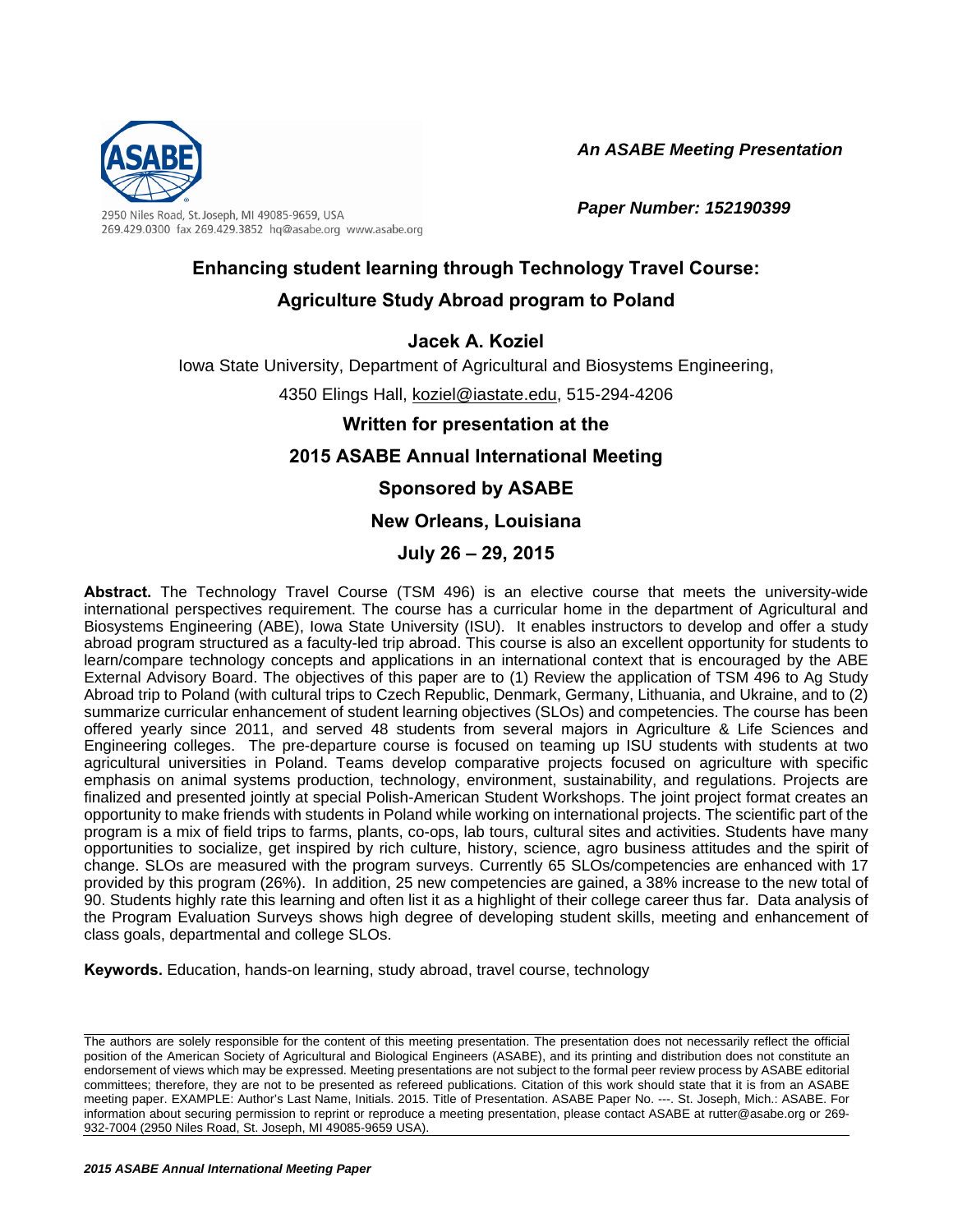2950 Niles Road, St. Joseph, MI 49085-9659, USA
269.429.0300 fax 269.429.3852 hq@asabe.org www.asabe.org

***An ASABE Meeting Presentation***

***Paper Number: 152190399***

# Enhancing student learning through Technology Travel Course: Agriculture Study Abroad program to Poland

**Jacek A. Koziel**

Iowa State University, Department of Agricultural and Biosystems Engineering,

4350 Elings Hall, koziel@iastate.edu, 515-294-4206

**Written for presentation at the**

**2015 ASABE Annual International Meeting**

**Sponsored by ASABE**

**New Orleans, Louisiana**

**July 26 – 29, 2015**

**Abstract.** The Technology Travel Course (TSM 496) is an elective course that meets the university-wide international perspectives requirement. The course has a curricular home in the department of Agricultural and Biosystems Engineering (ABE), Iowa State University (ISU). It enables instructors to develop and offer a study abroad program structured as a faculty-led trip abroad. This course is also an excellent opportunity for students to learn/compare technology concepts and applications in an international context that is encouraged by the ABE External Advisory Board. The objectives of this paper are to (1) Review the application of TSM 496 to Ag Study Abroad trip to Poland (with cultural trips to Czech Republic, Denmark, Germany, Lithuania, and Ukraine, and to (2) summarize curricular enhancement of student learning objectives (SLOs) and competencies. The course has been offered yearly since 2011, and served 48 students from several majors in Agriculture & Life Sciences and Engineering colleges. The pre-departure course is focused on teaming up ISU students with students at two agricultural universities in Poland. Teams develop comparative projects focused on agriculture with specific emphasis on animal systems production, technology, environment, sustainability, and regulations. Projects are finalized and presented jointly at special Polish-American Student Workshops. The joint project format creates an opportunity to make friends with students in Poland while working on international projects. The scientific part of the program is a mix of field trips to farms, plants, co-ops, lab tours, cultural sites and activities. Students have many opportunities to socialize, get inspired by rich culture, history, science, agro business attitudes and the spirit of change. SLOs are measured with the program surveys. Currently 65 SLOs/competencies are enhanced with 17 provided by this program (26%). In addition, 25 new competencies are gained, a 38% increase to the new total of 90. Students highly rate this learning and often list it as a highlight of their college career thus far. Data analysis of the Program Evaluation Surveys shows high degree of developing student skills, meeting and enhancement of class goals, departmental and college SLOs.

**Keywords.** Education, hands-on learning, study abroad, travel course, technology

The authors are solely responsible for the content of this meeting presentation. The presentation does not necessarily reflect the official position of the American Society of Agricultural and Biological Engineers (ASABE), and its printing and distribution does not constitute an endorsement of views which may be expressed. Meeting presentations are not subject to the formal peer review process by ASABE editorial committees; therefore, they are not to be presented as refereed publications. Citation of this work should state that it is from an ASABE meeting paper. EXAMPLE: Author's Last Name, Initials. 2015. Title of Presentation. ASABE Paper No. ---. St. Joseph, Mich.: ASABE. For information about securing permission to reprint or reproduce a meeting presentation, please contact ASABE at rutter@asabe.org or 269-932-7004 (2950 Niles Road, St. Joseph, MI 49085-9659 USA).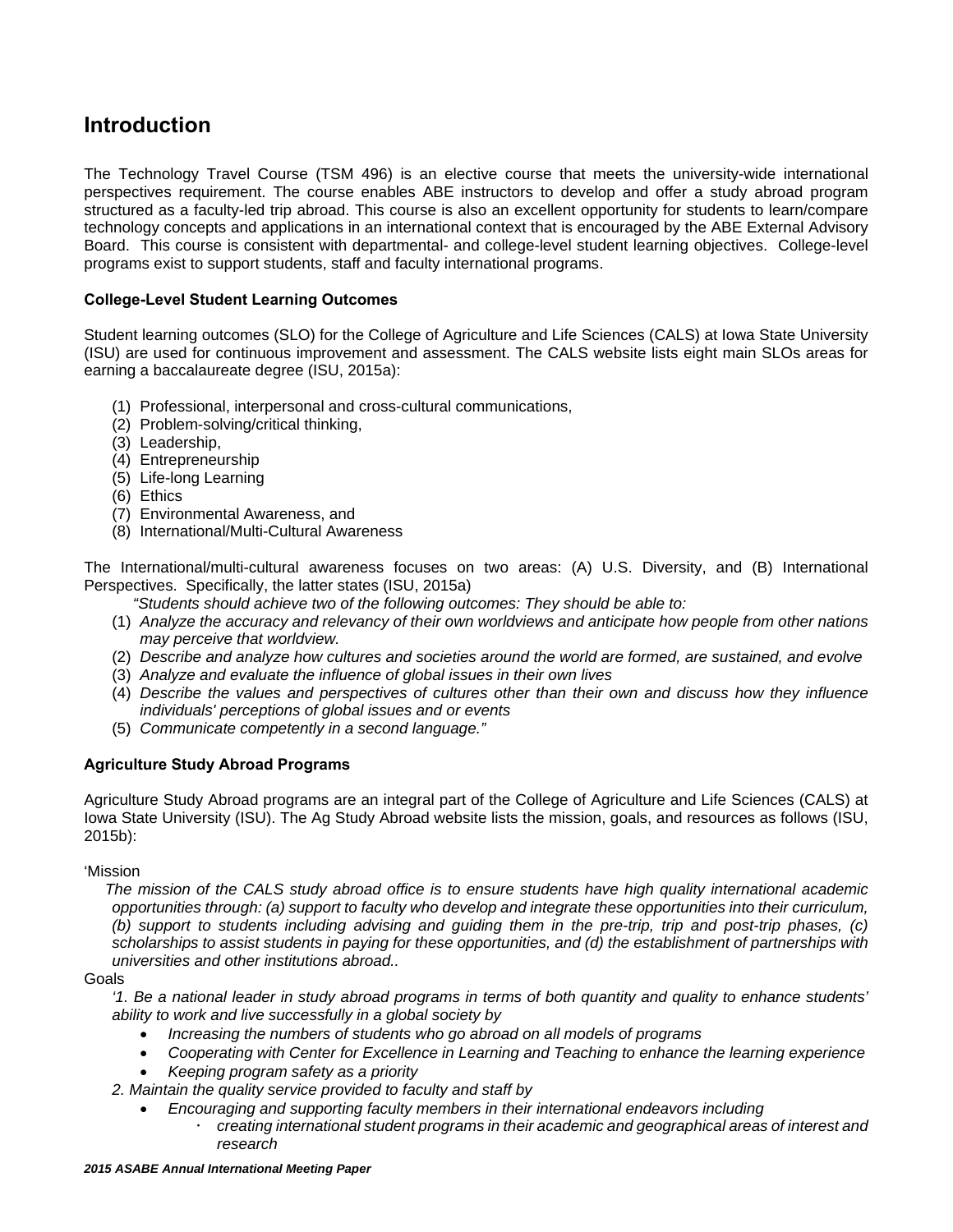## Introduction

The Technology Travel Course (TSM 496) is an elective course that meets the university-wide international perspectives requirement. The course enables ABE instructors to develop and offer a study abroad program structured as a faculty-led trip abroad. This course is also an excellent opportunity for students to learn/compare technology concepts and applications in an international context that is encouraged by the ABE External Advisory Board. This course is consistent with departmental- and college-level student learning objectives. College-level programs exist to support students, staff and faculty international programs.

### College-Level Student Learning Outcomes

Student learning outcomes (SLO) for the College of Agriculture and Life Sciences (CALS) at Iowa State University (ISU) are used for continuous improvement and assessment. The CALS website lists eight main SLOs areas for earning a baccalaureate degree (ISU, 2015a):

(1) Professional, interpersonal and cross-cultural communications,
(2) Problem-solving/critical thinking,
(3) Leadership,
(4) Entrepreneurship
(5) Life-long Learning
(6) Ethics
(7) Environmental Awareness, and
(8) International/Multi-Cultural Awareness

The International/multi-cultural awareness focuses on two areas: (A) U.S. Diversity, and (B) International Perspectives. Specifically, the latter states (ISU, 2015a)

*"Students should achieve two of the following outcomes: They should be able to:*

(1) *Analyze the accuracy and relevancy of their own worldviews and anticipate how people from other nations may perceive that worldview.*
(2) *Describe and analyze how cultures and societies around the world are formed, are sustained, and evolve*
(3) *Analyze and evaluate the influence of global issues in their own lives*
(4) *Describe the values and perspectives of cultures other than their own and discuss how they influence individuals' perceptions of global issues and or events*
(5) *Communicate competently in a second language."*

### Agriculture Study Abroad Programs

Agriculture Study Abroad programs are an integral part of the College of Agriculture and Life Sciences (CALS) at Iowa State University (ISU). The Ag Study Abroad website lists the mission, goals, and resources as follows (ISU, 2015b):

'Mission

*The mission of the CALS study abroad office is to ensure students have high quality international academic opportunities through: (a) support to faculty who develop and integrate these opportunities into their curriculum, (b) support to students including advising and guiding them in the pre-trip, trip and post-trip phases, (c) scholarships to assist students in paying for these opportunities, and (d) the establishment of partnerships with universities and other institutions abroad..*

Goals

*'1. Be a national leader in study abroad programs in terms of both quantity and quality to enhance students' ability to work and live successfully in a global society by*

- *Increasing the numbers of students who go abroad on all models of programs*
- *Cooperating with Center for Excellence in Learning and Teaching to enhance the learning experience*
- *Keeping program safety as a priority*

*2. Maintain the quality service provided to faculty and staff by*

- *Encouraging and supporting faculty members in their international endeavors including*
    - *creating international student programs in their academic and geographical areas of interest and research*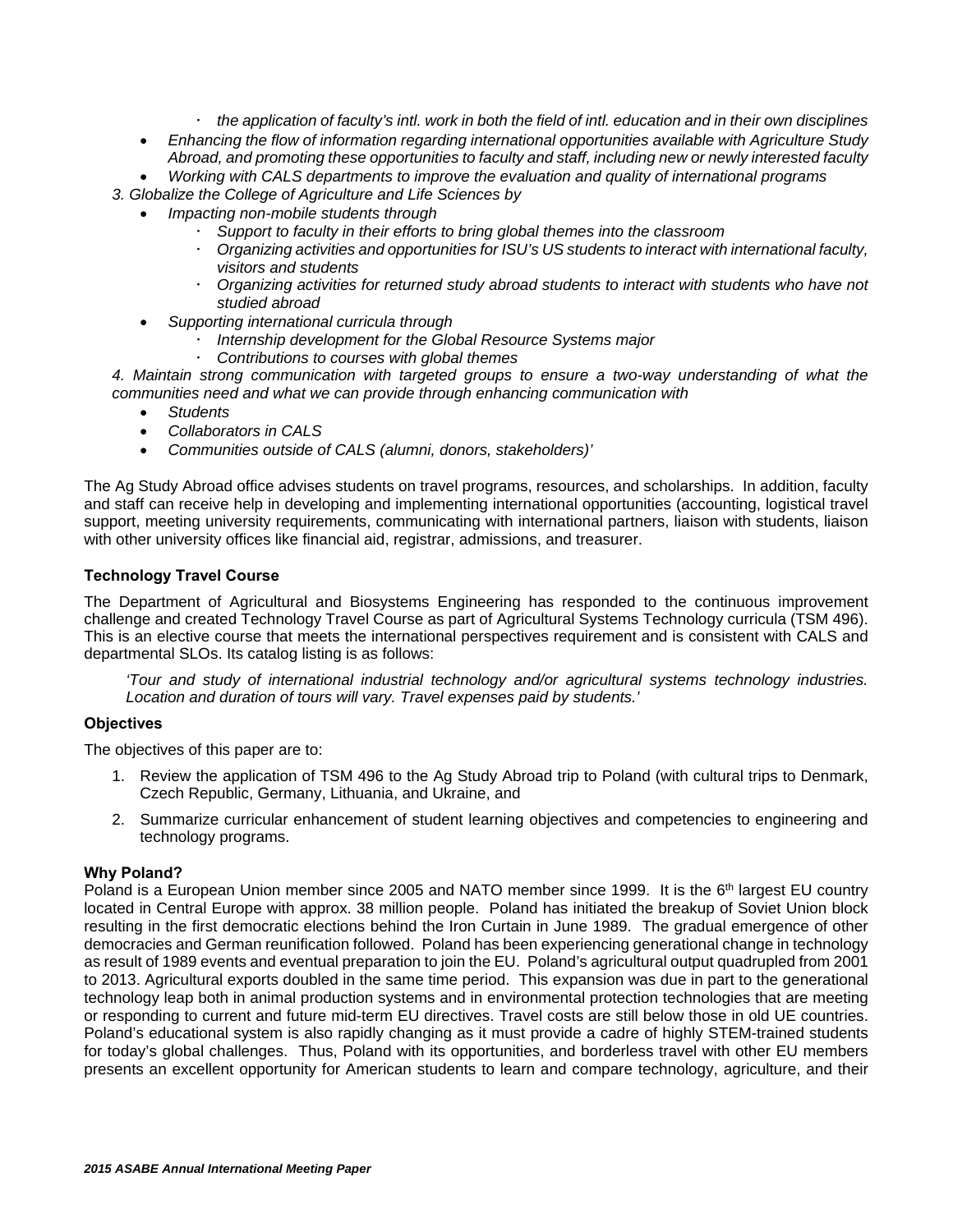- *the application of faculty's intl. work in both the field of intl. education and in their own disciplines*
- *Enhancing the flow of information regarding international opportunities available with Agriculture Study Abroad, and promoting these opportunities to faculty and staff, including new or newly interested faculty*
- *Working with CALS departments to improve the evaluation and quality of international programs*

*3. Globalize the College of Agriculture and Life Sciences by*

- *Impacting non-mobile students through*
    - *Support to faculty in their efforts to bring global themes into the classroom*
    - *Organizing activities and opportunities for ISU's US students to interact with international faculty, visitors and students*
    - *Organizing activities for returned study abroad students to interact with students who have not studied abroad*
- *Supporting international curricula through*
    - *Internship development for the Global Resource Systems major*
    - *Contributions to courses with global themes*

*4. Maintain strong communication with targeted groups to ensure a two-way understanding of what the communities need and what we can provide through enhancing communication with*

- *Students*
- *Collaborators in CALS*
- *Communities outside of CALS (alumni, donors, stakeholders)'*

The Ag Study Abroad office advises students on travel programs, resources, and scholarships. In addition, faculty and staff can receive help in developing and implementing international opportunities (accounting, logistical travel support, meeting university requirements, communicating with international partners, liaison with students, liaison with other university offices like financial aid, registrar, admissions, and treasurer.

### Technology Travel Course

The Department of Agricultural and Biosystems Engineering has responded to the continuous improvement challenge and created Technology Travel Course as part of Agricultural Systems Technology curricula (TSM 496). This is an elective course that meets the international perspectives requirement and is consistent with CALS and departmental SLOs. Its catalog listing is as follows:

> *'Tour and study of international industrial technology and/or agricultural systems technology industries. Location and duration of tours will vary. Travel expenses paid by students.'*

### Objectives

The objectives of this paper are to:

1. Review the application of TSM 496 to the Ag Study Abroad trip to Poland (with cultural trips to Denmark, Czech Republic, Germany, Lithuania, and Ukraine, and
2. Summarize curricular enhancement of student learning objectives and competencies to engineering and technology programs.

### Why Poland?

Poland is a European Union member since 2005 and NATO member since 1999. It is the 6th largest EU country located in Central Europe with approx. 38 million people. Poland has initiated the breakup of Soviet Union block resulting in the first democratic elections behind the Iron Curtain in June 1989. The gradual emergence of other democracies and German reunification followed. Poland has been experiencing generational change in technology as result of 1989 events and eventual preparation to join the EU. Poland's agricultural output quadrupled from 2001 to 2013. Agricultural exports doubled in the same time period. This expansion was due in part to the generational technology leap both in animal production systems and in environmental protection technologies that are meeting or responding to current and future mid-term EU directives. Travel costs are still below those in old UE countries. Poland's educational system is also rapidly changing as it must provide a cadre of highly STEM-trained students for today's global challenges. Thus, Poland with its opportunities, and borderless travel with other EU members presents an excellent opportunity for American students to learn and compare technology, agriculture, and their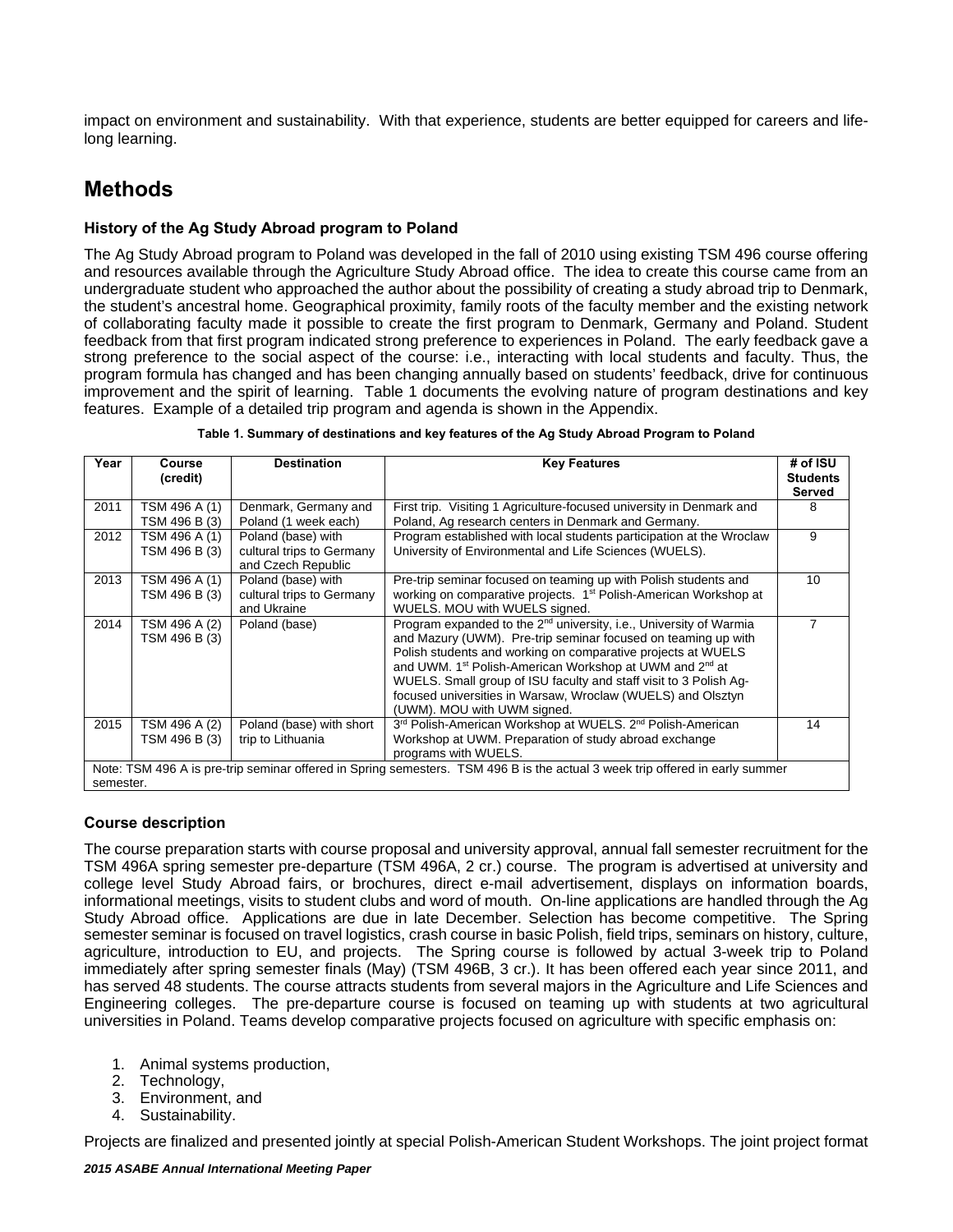impact on environment and sustainability. With that experience, students are better equipped for careers and life-long learning.

# Methods

### History of the Ag Study Abroad program to Poland

The Ag Study Abroad program to Poland was developed in the fall of 2010 using existing TSM 496 course offering and resources available through the Agriculture Study Abroad office. The idea to create this course came from an undergraduate student who approached the author about the possibility of creating a study abroad trip to Denmark, the student's ancestral home. Geographical proximity, family roots of the faculty member and the existing network of collaborating faculty made it possible to create the first program to Denmark, Germany and Poland. Student feedback from that first program indicated strong preference to experiences in Poland. The early feedback gave a strong preference to the social aspect of the course: i.e., interacting with local students and faculty. Thus, the program formula has changed and has been changing annually based on students' feedback, drive for continuous improvement and the spirit of learning. Table 1 documents the evolving nature of program destinations and key features. Example of a detailed trip program and agenda is shown in the Appendix.

**Table 1. Summary of destinations and key features of the Ag Study Abroad Program to Poland**

| Year | Course (credit) | Destination | Key Features | # of ISU Students Served |
|---|---|---|---|---|
| 2011 | TSM 496 A (1) TSM 496 B (3) | Denmark, Germany and Poland (1 week each) | First trip. Visiting 1 Agriculture-focused university in Denmark and Poland, Ag research centers in Denmark and Germany. | 8 |
| 2012 | TSM 496 A (1) TSM 496 B (3) | Poland (base) with cultural trips to Germany and Czech Republic | Program established with local students participation at the Wroclaw University of Environmental and Life Sciences (WUELS). | 9 |
| 2013 | TSM 496 A (1) TSM 496 B (3) | Poland (base) with cultural trips to Germany and Ukraine | Pre-trip seminar focused on teaming up with Polish students and working on comparative projects. 1st Polish-American Workshop at WUELS. MOU with WUELS signed. | 10 |
| 2014 | TSM 496 A (2) TSM 496 B (3) | Poland (base) | Program expanded to the 2nd university, i.e., University of Warmia and Mazury (UWM). Pre-trip seminar focused on teaming up with Polish students and working on comparative projects at WUELS and UWM. 1st Polish-American Workshop at UWM and 2nd at WUELS. Small group of ISU faculty and staff visit to 3 Polish Ag-focused universities in Warsaw, Wroclaw (WUELS) and Olsztyn (UWM). MOU with UWM signed. | 7 |
| 2015 | TSM 496 A (2) TSM 496 B (3) | Poland (base) with short trip to Lithuania | 3rd Polish-American Workshop at WUELS. 2nd Polish-American Workshop at UWM. Preparation of study abroad exchange programs with WUELS. | 14 |
| Note: TSM 496 A is pre-trip seminar offered in Spring semesters. TSM 496 B is the actual 3 week trip offered in early summer semester. | | | | |

### Course description

The course preparation starts with course proposal and university approval, annual fall semester recruitment for the TSM 496A spring semester pre-departure (TSM 496A, 2 cr.) course. The program is advertised at university and college level Study Abroad fairs, or brochures, direct e-mail advertisement, displays on information boards, informational meetings, visits to student clubs and word of mouth. On-line applications are handled through the Ag Study Abroad office. Applications are due in late December. Selection has become competitive. The Spring semester seminar is focused on travel logistics, crash course in basic Polish, field trips, seminars on history, culture, agriculture, introduction to EU, and projects. The Spring course is followed by actual 3-week trip to Poland immediately after spring semester finals (May) (TSM 496B, 3 cr.). It has been offered each year since 2011, and has served 48 students. The course attracts students from several majors in the Agriculture and Life Sciences and Engineering colleges. The pre-departure course is focused on teaming up with students at two agricultural universities in Poland. Teams develop comparative projects focused on agriculture with specific emphasis on:

1. Animal systems production,
2. Technology,
3. Environment, and
4. Sustainability.

Projects are finalized and presented jointly at special Polish-American Student Workshops. The joint project format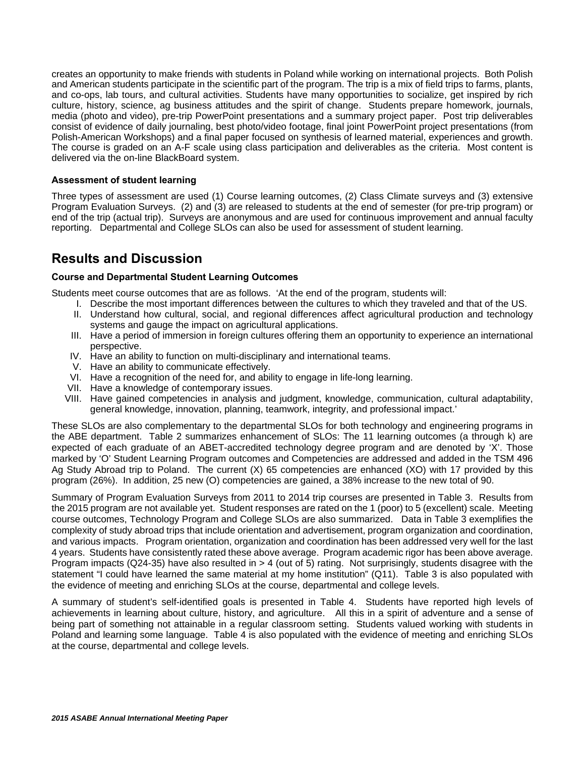creates an opportunity to make friends with students in Poland while working on international projects. Both Polish and American students participate in the scientific part of the program. The trip is a mix of field trips to farms, plants, and co-ops, lab tours, and cultural activities. Students have many opportunities to socialize, get inspired by rich culture, history, science, ag business attitudes and the spirit of change. Students prepare homework, journals, media (photo and video), pre-trip PowerPoint presentations and a summary project paper. Post trip deliverables consist of evidence of daily journaling, best photo/video footage, final joint PowerPoint project presentations (from Polish-American Workshops) and a final paper focused on synthesis of learned material, experiences and growth. The course is graded on an A-F scale using class participation and deliverables as the criteria. Most content is delivered via the on-line BlackBoard system.

### Assessment of student learning

Three types of assessment are used (1) Course learning outcomes, (2) Class Climate surveys and (3) extensive Program Evaluation Surveys. (2) and (3) are released to students at the end of semester (for pre-trip program) or end of the trip (actual trip). Surveys are anonymous and are used for continuous improvement and annual faculty reporting. Departmental and College SLOs can also be used for assessment of student learning.

## Results and Discussion

### Course and Departmental Student Learning Outcomes

Students meet course outcomes that are as follows. 'At the end of the program, students will:

I. Describe the most important differences between the cultures to which they traveled and that of the US.
II. Understand how cultural, social, and regional differences affect agricultural production and technology systems and gauge the impact on agricultural applications.
III. Have a period of immersion in foreign cultures offering them an opportunity to experience an international perspective.
IV. Have an ability to function on multi-disciplinary and international teams.
V. Have an ability to communicate effectively.
VI. Have a recognition of the need for, and ability to engage in life-long learning.
VII. Have a knowledge of contemporary issues.
VIII. Have gained competencies in analysis and judgment, knowledge, communication, cultural adaptability, general knowledge, innovation, planning, teamwork, integrity, and professional impact.'

These SLOs are also complementary to the departmental SLOs for both technology and engineering programs in the ABE department. Table 2 summarizes enhancement of SLOs: The 11 learning outcomes (a through k) are expected of each graduate of an ABET-accredited technology degree program and are denoted by 'X'. Those marked by 'O' Student Learning Program outcomes and Competencies are addressed and added in the TSM 496 Ag Study Abroad trip to Poland. The current (X) 65 competencies are enhanced (XO) with 17 provided by this program (26%). In addition, 25 new (O) competencies are gained, a 38% increase to the new total of 90.

Summary of Program Evaluation Surveys from 2011 to 2014 trip courses are presented in Table 3. Results from the 2015 program are not available yet. Student responses are rated on the 1 (poor) to 5 (excellent) scale. Meeting course outcomes, Technology Program and College SLOs are also summarized. Data in Table 3 exemplifies the complexity of study abroad trips that include orientation and advertisement, program organization and coordination, and various impacts. Program orientation, organization and coordination has been addressed very well for the last 4 years. Students have consistently rated these above average. Program academic rigor has been above average. Program impacts (Q24-35) have also resulted in > 4 (out of 5) rating. Not surprisingly, students disagree with the statement "I could have learned the same material at my home institution" (Q11). Table 3 is also populated with the evidence of meeting and enriching SLOs at the course, departmental and college levels.

A summary of student's self-identified goals is presented in Table 4. Students have reported high levels of achievements in learning about culture, history, and agriculture. All this in a spirit of adventure and a sense of being part of something not attainable in a regular classroom setting. Students valued working with students in Poland and learning some language. Table 4 is also populated with the evidence of meeting and enriching SLOs at the course, departmental and college levels.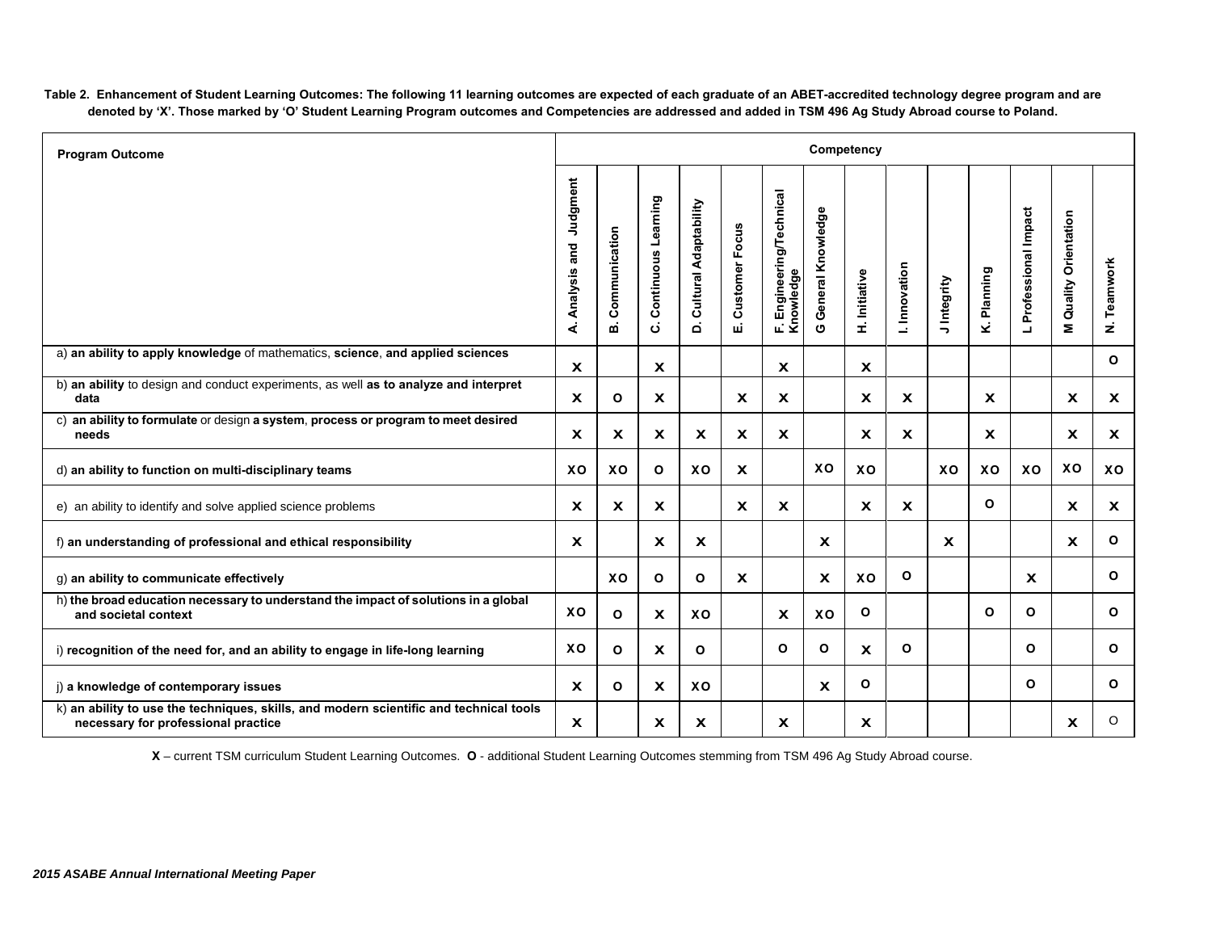**Table 2. Enhancement of Student Learning Outcomes: The following 11 learning outcomes are expected of each graduate of an ABET-accredited technology degree program and are denoted by 'X'. Those marked by 'O' Student Learning Program outcomes and Competencies are addressed and added in TSM 496 Ag Study Abroad course to Poland.**

| Program Outcome | Competency | | | | | | | | | | | | | |
|---|---|---|---|---|---|---|---|---|---|---|---|---|---|---|
| | A. Analysis and Judgment | B. Communication | C. Continuous Learning | D. Cultural Adaptability | E. Customer Focus | F. Engineering/Technical Knowledge | G General Knowledge | H. Initiative | I. Innovation | J Integrity | K. Planning | L Professional Impact | M Quality Orientation | N. Teamwork |
| a) **an ability to apply knowledge** of mathematics, **science**, **and applied sciences** | X | | X | | | X | | X | | | | | | O |
| b) **an ability** to design and conduct experiments, as well **as to analyze and interpret data** | X | O | X | | X | X | | X | X | | X | | X | X |
| c) **an ability to formulate** or design **a system**, **process or program to meet desired needs** | X | X | X | X | X | X | | X | X | | X | | X | X |
| d) **an ability to function on multi-disciplinary teams** | XO | XO | O | XO | X | | XO | XO | | XO | XO | XO | XO | XO |
| e) an ability to identify and solve applied science problems | X | X | X | | X | X | | X | X | | O | | X | X |
| f) **an understanding of professional and ethical responsibility** | X | | X | X | | | X | | | X | | | X | O |
| g) **an ability to communicate effectively** | | XO | O | O | X | | X | XO | O | | | X | | O |
| h) **the broad education necessary to understand the impact of solutions in a global and societal context** | XO | O | X | XO | | X | XO | O | | | O | O | | O |
| i) **recognition of the need for, and an ability to engage in life-long learning** | XO | O | X | O | | O | O | X | O | | | O | | O |
| j) **a knowledge of contemporary issues** | X | O | X | XO | | | X | O | | | | O | | O |
| k) **an ability to use the techniques, skills, and modern scientific and technical tools necessary for professional practice** | X | | X | X | | X | | X | | | | | X | O |

**X** – current TSM curriculum Student Learning Outcomes. **O** - additional Student Learning Outcomes stemming from TSM 496 Ag Study Abroad course.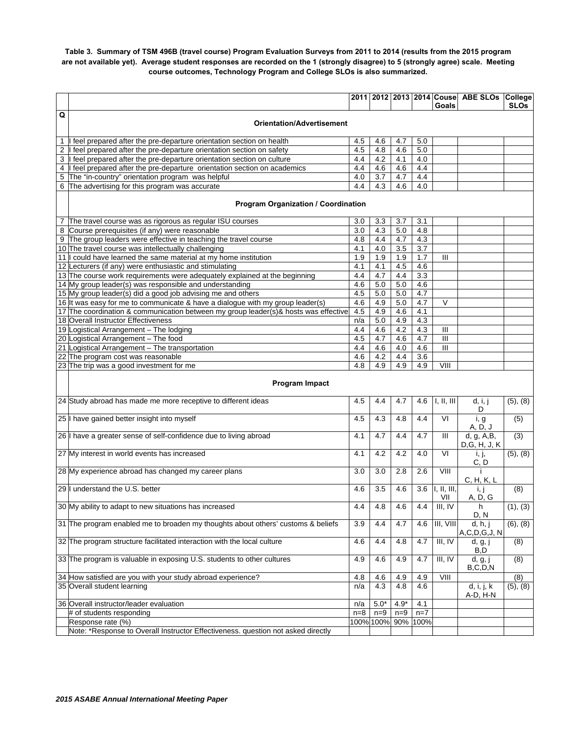**Table 3. Summary of TSM 496B (travel course) Program Evaluation Surveys from 2011 to 2014 (results from the 2015 program are not available yet). Average student responses are recorded on the 1 (strongly disagree) to 5 (strongly agree) scale. Meeting course outcomes, Technology Program and College SLOs is also summarized.**

| Q | | 2011 | 2012 | 2013 | 2014 | Couse Goals | ABE SLOs | College SLOs |
|---|---|---|---|---|---|---|---|---|
| | **Orientation/Advertisement** | | | | | | | |
| 1 | I feel prepared after the pre-departure orientation section on health | 4.5 | 4.6 | 4.7 | 5.0 | | | |
| 2 | I feel prepared after the pre-departure orientation section on safety | 4.5 | 4.8 | 4.6 | 5.0 | | | |
| 3 | I feel prepared after the pre-departure orientation section on culture | 4.4 | 4.2 | 4.1 | 4.0 | | | |
| 4 | I feel prepared after the pre-departure orientation section on academics | 4.4 | 4.6 | 4.6 | 4.4 | | | |
| 5 | The "in-country" orientation program was helpful | 4.0 | 3.7 | 4.7 | 4.4 | | | |
| 6 | The advertising for this program was accurate | 4.4 | 4.3 | 4.6 | 4.0 | | | |
| | **Program Organization / Coordination** | | | | | | | |
| 7 | The travel course was as rigorous as regular ISU courses | 3.0 | 3.3 | 3.7 | 3.1 | | | |
| 8 | Course prerequisites (if any) were reasonable | 3.0 | 4.3 | 5.0 | 4.8 | | | |
| 9 | The group leaders were effective in teaching the travel course | 4.8 | 4.4 | 4.7 | 4.3 | | | |
| 10 | The travel course was intellectually challenging | 4.1 | 4.0 | 3.5 | 3.7 | | | |
| 11 | I could have learned the same material at my home institution | 1.9 | 1.9 | 1.9 | 1.7 | III | | |
| 12 | Lecturers (if any) were enthusiastic and stimulating | 4.1 | 4.1 | 4.5 | 4.6 | | | |
| 13 | The course work requirements were adequately explained at the beginning | 4.4 | 4.7 | 4.4 | 3.3 | | | |
| 14 | My group leader(s) was responsible and understanding | 4.6 | 5.0 | 5.0 | 4.6 | | | |
| 15 | My group leader(s) did a good job advising me and others | 4.5 | 5.0 | 5.0 | 4.7 | | | |
| 16 | It was easy for me to communicate & have a dialogue with my group leader(s) | 4.6 | 4.9 | 5.0 | 4.7 | V | | |
| 17 | The coordination & communication between my group leader(s)& hosts was effective | 4.5 | 4.9 | 4.6 | 4.1 | | | |
| 18 | Overall Instructor Effectiveness | n/a | 5.0 | 4.9 | 4.3 | | | |
| 19 | Logistical Arrangement – The lodging | 4.4 | 4.6 | 4.2 | 4.3 | III | | |
| 20 | Logistical Arrangement – The food | 4.5 | 4.7 | 4.6 | 4.7 | III | | |
| 21 | Logistical Arrangement – The transportation | 4.4 | 4.6 | 4.0 | 4.6 | III | | |
| 22 | The program cost was reasonable | 4.6 | 4.2 | 4.4 | 3.6 | | | |
| 23 | The trip was a good investment for me | 4.8 | 4.9 | 4.9 | 4.9 | VIII | | |
| | **Program Impact** | | | | | | | |
| 24 | Study abroad has made me more receptive to different ideas | 4.5 | 4.4 | 4.7 | 4.6 | I, II, III | d, i, j D | (5), (8) |
| 25 | I have gained better insight into myself | 4.5 | 4.3 | 4.8 | 4.4 | VI | i, g A, D, J | (5) |
| 26 | I have a greater sense of self-confidence due to living abroad | 4.1 | 4.7 | 4.4 | 4.7 | III | d, g, A,B, D,G, H, J, K | (3) |
| 27 | My interest in world events has increased | 4.1 | 4.2 | 4.2 | 4.0 | VI | i, j, C, D | (5), (8) |
| 28 | My experience abroad has changed my career plans | 3.0 | 3.0 | 2.8 | 2.6 | VIII | i C, H, K, L | |
| 29 | I understand the U.S. better | 4.6 | 3.5 | 4.6 | 3.6 | I, II, III, VII | i, j A, D, G | (8) |
| 30 | My ability to adapt to new situations has increased | 4.4 | 4.8 | 4.6 | 4.4 | III, IV | h D, N | (1), (3) |
| 31 | The program enabled me to broaden my thoughts about others' customs & beliefs | 3.9 | 4.4 | 4.7 | 4.6 | III, VIII | d, h, j A,C,D,G,J, N | (6), (8) |
| 32 | The program structure facilitated interaction with the local culture | 4.6 | 4.4 | 4.8 | 4.7 | III, IV | d, g, j B,D | (8) |
| 33 | The program is valuable in exposing U.S. students to other cultures | 4.9 | 4.6 | 4.9 | 4.7 | III, IV | d, g, j B,C,D,N | (8) |
| 34 | How satisfied are you with your study abroad experience? | 4.8 | 4.6 | 4.9 | 4.9 | VIII | | (8) |
| 35 | Overall student learning | n/a | 4.3 | 4.8 | 4.6 | | d, i, j, k A-D, H-N | (5), (8) |
| 36 | Overall instructor/leader evaluation | n/a | 5.0* | 4.9* | 4.1 | | | |
| | # of students responding | n=8 | n=9 | n=9 | n=7 | | | |
| | Response rate (%) | 100% | 100% | 90% | 100% | | | |
| | Note: *Response to Overall Instructor Effectiveness. question not asked directly | | | | | | | |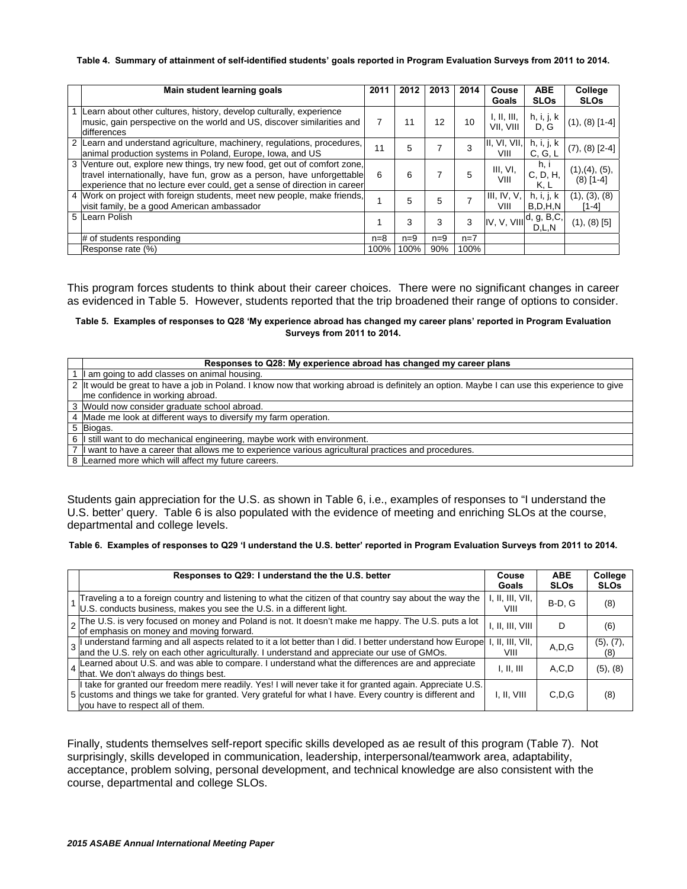**Table 4. Summary of attainment of self-identified students' goals reported in Program Evaluation Surveys from 2011 to 2014.**

| | Main student learning goals | 2011 | 2012 | 2013 | 2014 | Couse Goals | ABE SLOs | College SLOs |
|---|---|---|---|---|---|---|---|---|
| 1 | Learn about other cultures, history, develop culturally, experience music, gain perspective on the world and US, discover similarities and differences | 7 | 11 | 12 | 10 | I, II, III, VII, VIII | h, i, j, k D, G | (1), (8) [1-4] |
| 2 | Learn and understand agriculture, machinery, regulations, procedures, animal production systems in Poland, Europe, Iowa, and US | 11 | 5 | 7 | 3 | II, VI, VII, VIII | h, i, j, k C, G, L | (7), (8) [2-4] |
| 3 | Venture out, explore new things, try new food, get out of comfort zone, travel internationally, have fun, grow as a person, have unforgettable experience that no lecture ever could, get a sense of direction in career | 6 | 6 | 7 | 5 | III, VI, VIII | h, i C, D, H, K, L | (1),(4), (5), (8) [1-4] |
| 4 | Work on project with foreign students, meet new people, make friends, visit family, be a good American ambassador | 1 | 5 | 5 | 7 | III, IV, V, VIII | h, i, j, k B,D,H,N | (1), (3), (8) [1-4] |
| 5 | Learn Polish | 1 | 3 | 3 | 3 | IV, V, VIII | d, g, B,C, D,L,N | (1), (8) [5] |
| | # of students responding | n=8 | n=9 | n=9 | n=7 | | | |
| | Response rate (%) | 100% | 100% | 90% | 100% | | | |

This program forces students to think about their career choices. There were no significant changes in career as evidenced in Table 5. However, students reported that the trip broadened their range of options to consider.

**Table 5. Examples of responses to Q28 'My experience abroad has changed my career plans' reported in Program Evaluation Surveys from 2011 to 2014.**

| | Responses to Q28: My experience abroad has changed my career plans |
|---|---|
| 1 | I am going to add classes on animal housing. |
| 2 | It would be great to have a job in Poland. I know now that working abroad is definitely an option. Maybe I can use this experience to give me confidence in working abroad. |
| 3 | Would now consider graduate school abroad. |
| 4 | Made me look at different ways to diversify my farm operation. |
| 5 | Biogas. |
| 6 | I still want to do mechanical engineering, maybe work with environment. |
| 7 | I want to have a career that allows me to experience various agricultural practices and procedures. |
| 8 | Learned more which will affect my future careers. |

Students gain appreciation for the U.S. as shown in Table 6, i.e., examples of responses to "I understand the U.S. better' query. Table 6 is also populated with the evidence of meeting and enriching SLOs at the course, departmental and college levels.

**Table 6. Examples of responses to Q29 'I understand the U.S. better' reported in Program Evaluation Surveys from 2011 to 2014.**

| | Responses to Q29: I understand the the U.S. better | Couse Goals | ABE SLOs | College SLOs |
|---|---|---|---|---|
| 1 | Traveling a to a foreign country and listening to what the citizen of that country say about the way the U.S. conducts business, makes you see the U.S. in a different light. | I, II, III, VII, VIII | B-D, G | (8) |
| 2 | The U.S. is very focused on money and Poland is not. It doesn't make me happy. The U.S. puts a lot of emphasis on money and moving forward. | I, II, III, VIII | D | (6) |
| 3 | I understand farming and all aspects related to it a lot better than I did. I better understand how Europe and the U.S. rely on each other agriculturally. I understand and appreciate our use of GMOs. | I, II, III, VII, VIII | A,D,G | (5), (7), (8) |
| 4 | Learned about U.S. and was able to compare. I understand what the differences are and appreciate that. We don't always do things best. | I, II, III | A,C,D | (5), (8) |
| 5 | I take for granted our freedom mere readily. Yes! I will never take it for granted again. Appreciate U.S. customs and things we take for granted. Very grateful for what I have. Every country is different and you have to respect all of them. | I, II, VIII | C,D,G | (8) |

Finally, students themselves self-report specific skills developed as ae result of this program (Table 7). Not surprisingly, skills developed in communication, leadership, interpersonal/teamwork area, adaptability, acceptance, problem solving, personal development, and technical knowledge are also consistent with the course, departmental and college SLOs.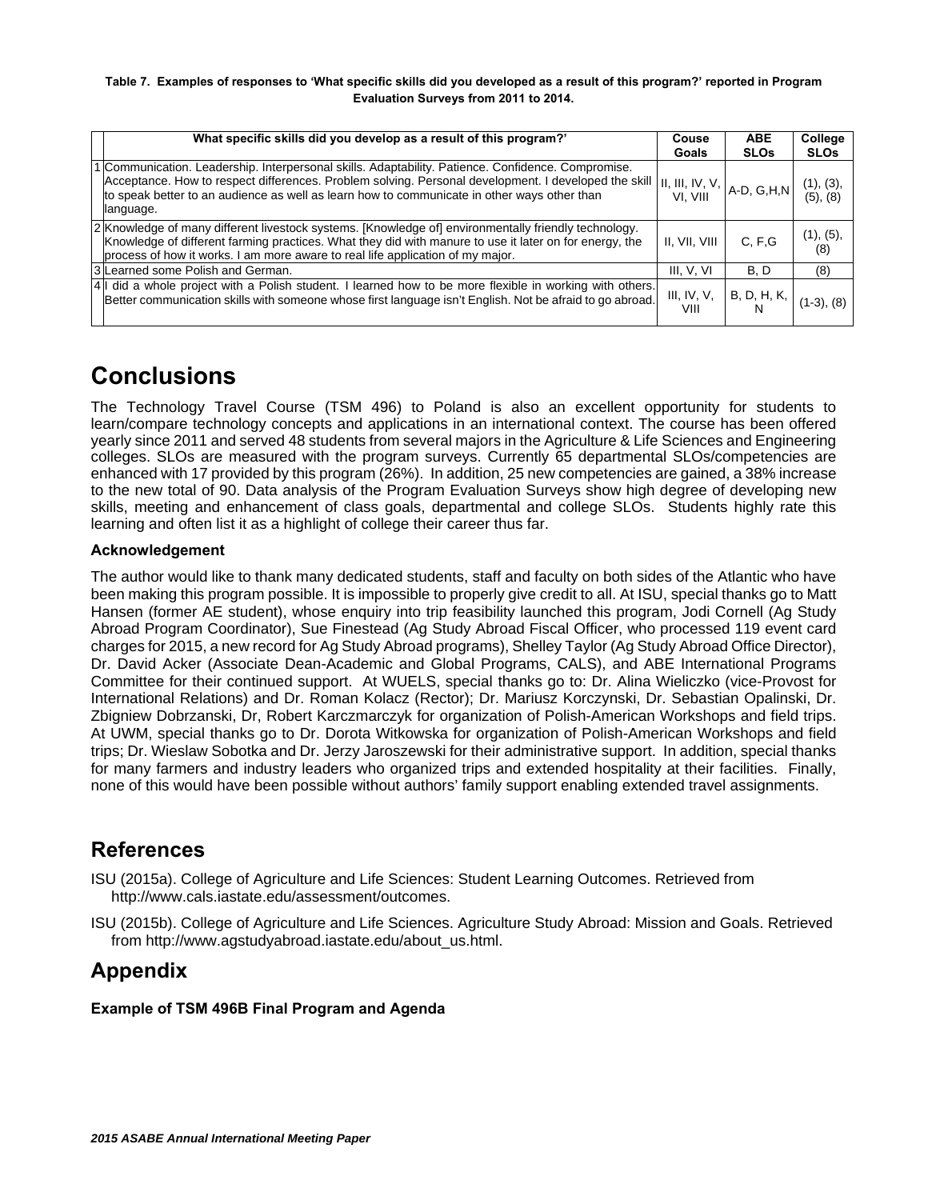**Table 7. Examples of responses to 'What specific skills did you developed as a result of this program?' reported in Program Evaluation Surveys from 2011 to 2014.**

| | What specific skills did you develop as a result of this program?' | Couse Goals | ABE SLOs | College SLOs |
|---|---|---|---|---|
| 1 | Communication. Leadership. Interpersonal skills. Adaptability. Patience. Confidence. Compromise. Acceptance. How to respect differences. Problem solving. Personal development. I developed the skill to speak better to an audience as well as learn how to communicate in other ways other than language. | II, III, IV, V, VI, VIII | A-D, G,H,N | (1), (3), (5), (8) |
| 2 | Knowledge of many different livestock systems. [Knowledge of] environmentally friendly technology. Knowledge of different farming practices. What they did with manure to use it later on for energy, the process of how it works. I am more aware to real life application of my major. | II, VII, VIII | C, F,G | (1), (5), (8) |
| 3 | Learned some Polish and German. | III, V, VI | B, D | (8) |
| 4 | I did a whole project with a Polish student. I learned how to be more flexible in working with others. Better communication skills with someone whose first language isn't English. Not be afraid to go abroad. | III, IV, V, VIII | B, D, H, K, N | (1-3), (8) |

# Conclusions

The Technology Travel Course (TSM 496) to Poland is also an excellent opportunity for students to learn/compare technology concepts and applications in an international context. The course has been offered yearly since 2011 and served 48 students from several majors in the Agriculture & Life Sciences and Engineering colleges. SLOs are measured with the program surveys. Currently 65 departmental SLOs/competencies are enhanced with 17 provided by this program (26%). In addition, 25 new competencies are gained, a 38% increase to the new total of 90. Data analysis of the Program Evaluation Surveys show high degree of developing new skills, meeting and enhancement of class goals, departmental and college SLOs. Students highly rate this learning and often list it as a highlight of college their career thus far.

### Acknowledgement

The author would like to thank many dedicated students, staff and faculty on both sides of the Atlantic who have been making this program possible. It is impossible to properly give credit to all. At ISU, special thanks go to Matt Hansen (former AE student), whose enquiry into trip feasibility launched this program, Jodi Cornell (Ag Study Abroad Program Coordinator), Sue Finestead (Ag Study Abroad Fiscal Officer, who processed 119 event card charges for 2015, a new record for Ag Study Abroad programs), Shelley Taylor (Ag Study Abroad Office Director), Dr. David Acker (Associate Dean-Academic and Global Programs, CALS), and ABE International Programs Committee for their continued support. At WUELS, special thanks go to: Dr. Alina Wieliczko (vice-Provost for International Relations) and Dr. Roman Kolacz (Rector); Dr. Mariusz Korczynski, Dr. Sebastian Opalinski, Dr. Zbigniew Dobrzanski, Dr, Robert Karczmarczyk for organization of Polish-American Workshops and field trips. At UWM, special thanks go to Dr. Dorota Witkowska for organization of Polish-American Workshops and field trips; Dr. Wieslaw Sobotka and Dr. Jerzy Jaroszewski for their administrative support. In addition, special thanks for many farmers and industry leaders who organized trips and extended hospitality at their facilities. Finally, none of this would have been possible without authors' family support enabling extended travel assignments.

# References

ISU (2015a). College of Agriculture and Life Sciences: Student Learning Outcomes. Retrieved from http://www.cals.iastate.edu/assessment/outcomes.

ISU (2015b). College of Agriculture and Life Sciences. Agriculture Study Abroad: Mission and Goals. Retrieved from http://www.agstudyabroad.iastate.edu/about_us.html.

# Appendix

### Example of TSM 496B Final Program and Agenda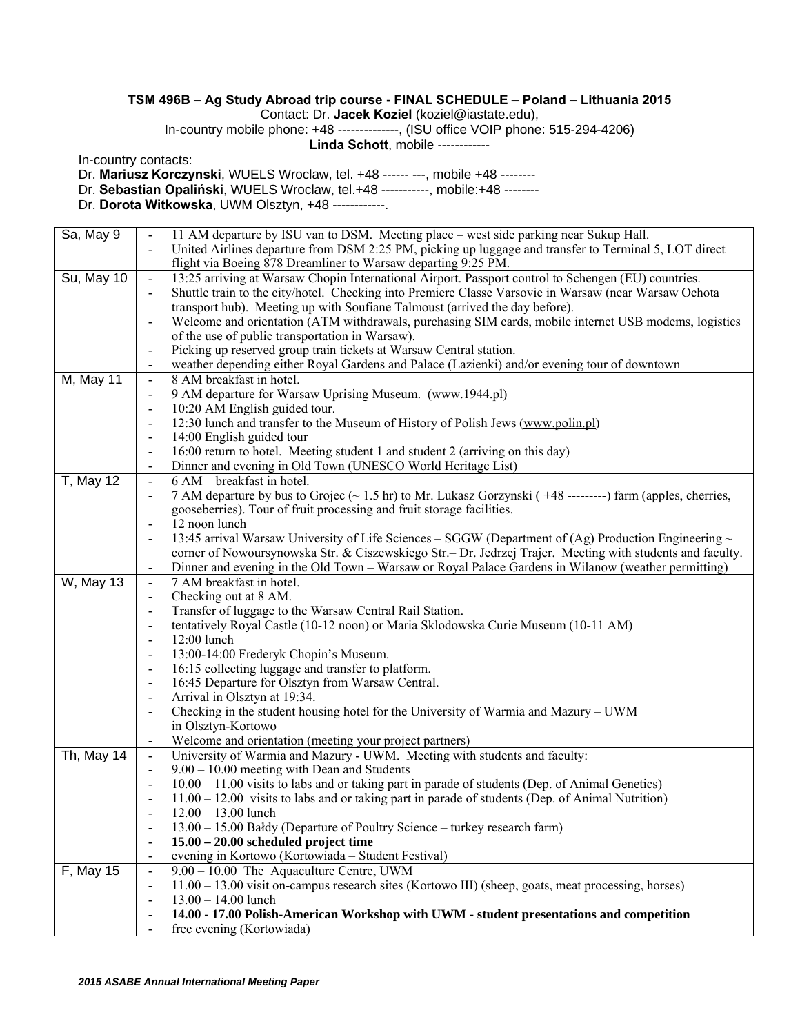**TSM 496B – Ag Study Abroad trip course - FINAL SCHEDULE – Poland – Lithuania 2015**

Contact: Dr. **Jacek Koziel** (koziel@iastate.edu),

In-country mobile phone: +48 -------------, (ISU office VOIP phone: 515-294-4206)

**Linda Schott**, mobile ------------

In-country contacts:

Dr. **Mariusz Korczynski**, WUELS Wroclaw, tel. +48 ------ ---, mobile +48 --------

Dr. **Sebastian Opaliński**, WUELS Wroclaw, tel.+48 -----------, mobile:+48 --------

Dr. **Dorota Witkowska**, UWM Olsztyn, +48 ------------.

| | |
|---|---|
| Sa, May 9 | - 11 AM departure by ISU van to DSM. Meeting place – west side parking near Sukup Hall.<br>- United Airlines departure from DSM 2:25 PM, picking up luggage and transfer to Terminal 5, LOT direct flight via Boeing 878 Dreamliner to Warsaw departing 9:25 PM. |
| Su, May 10 | - 13:25 arriving at Warsaw Chopin International Airport. Passport control to Schengen (EU) countries.<br>- Shuttle train to the city/hotel. Checking into Premiere Classe Varsovie in Warsaw (near Warsaw Ochota transport hub). Meeting up with Soufiane Talmoust (arrived the day before).<br>- Welcome and orientation (ATM withdrawals, purchasing SIM cards, mobile internet USB modems, logistics of the use of public transportation in Warsaw).<br>- Picking up reserved group train tickets at Warsaw Central station.<br>- weather depending either Royal Gardens and Palace (Lazienki) and/or evening tour of downtown |
| M, May 11 | - 8 AM breakfast in hotel.<br>- 9 AM departure for Warsaw Uprising Museum. (www.1944.pl)<br>- 10:20 AM English guided tour.<br>- 12:30 lunch and transfer to the Museum of History of Polish Jews (www.polin.pl)<br>- 14:00 English guided tour<br>- 16:00 return to hotel. Meeting student 1 and student 2 (arriving on this day)<br>- Dinner and evening in Old Town (UNESCO World Heritage List) |
| T, May 12 | - 6 AM – breakfast in hotel.<br>- 7 AM departure by bus to Grojec (~ 1.5 hr) to Mr. Lukasz Gorzynski ( +48 ---------) farm (apples, cherries, gooseberries). Tour of fruit processing and fruit storage facilities.<br>- 12 noon lunch<br>- 13:45 arrival Warsaw University of Life Sciences – SGGW (Department of (Ag) Production Engineering ~ corner of Nowoursynowska Str. & Ciszewskiego Str.– Dr. Jedrzej Trajer. Meeting with students and faculty.<br>- Dinner and evening in the Old Town – Warsaw or Royal Palace Gardens in Wilanow (weather permitting) |
| W, May 13 | - 7 AM breakfast in hotel.<br>- Checking out at 8 AM.<br>- Transfer of luggage to the Warsaw Central Rail Station.<br>- tentatively Royal Castle (10-12 noon) or Maria Sklodowska Curie Museum (10-11 AM)<br>- 12:00 lunch<br>- 13:00-14:00 Frederyk Chopin's Museum.<br>- 16:15 collecting luggage and transfer to platform.<br>- 16:45 Departure for Olsztyn from Warsaw Central.<br>- Arrival in Olsztyn at 19:34.<br>- Checking in the student housing hotel for the University of Warmia and Mazury – UWM in Olsztyn-Kortowo<br>- Welcome and orientation (meeting your project partners) |
| Th, May 14 | - University of Warmia and Mazury - UWM. Meeting with students and faculty:<br>- 9.00 – 10.00 meeting with Dean and Students<br>- 10.00 – 11.00 visits to labs and or taking part in parade of students (Dep. of Animal Genetics)<br>- 11.00 – 12.00 visits to labs and or taking part in parade of students (Dep. of Animal Nutrition)<br>- 12.00 – 13.00 lunch<br>- 13.00 – 15.00 Bałdy (Departure of Poultry Science – turkey research farm)<br>- **15.00 – 20.00 scheduled project time**<br>- evening in Kortowo (Kortowiada – Student Festival) |
| F, May 15 | - 9.00 – 10.00 The Aquaculture Centre, UWM<br>- 11.00 – 13.00 visit on-campus research sites (Kortowo III) (sheep, goats, meat processing, horses)<br>- 13.00 – 14.00 lunch<br>- **14.00 - 17.00 Polish-American Workshop with UWM - student presentations and competition**<br>- free evening (Kortowiada) |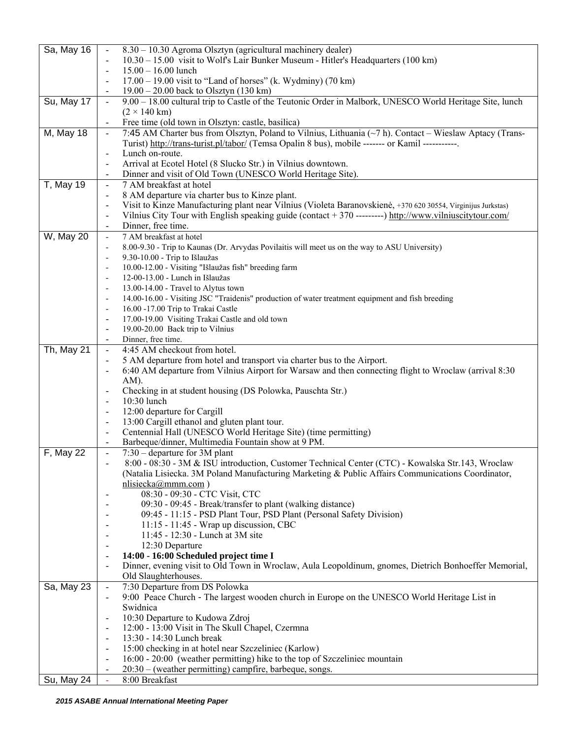| | |
|---|---|
| Sa, May 16 | - 8.30 – 10.30 Agroma Olsztyn (agricultural machinery dealer)<br>- 10.30 – 15.00 visit to Wolf's Lair Bunker Museum - Hitler's Headquarters (100 km)<br>- 15.00 – 16.00 lunch<br>- 17.00 – 19.00 visit to "Land of horses" (k. Wydminy) (70 km)<br>- 19.00 – 20.00 back to Olsztyn (130 km) |
| Su, May 17 | - 9.00 – 18.00 cultural trip to Castle of the Teutonic Order in Malbork, UNESCO World Heritage Site, lunch (2 × 140 km)<br>- Free time (old town in Olsztyn: castle, basilica) |
| M, May 18 | - 7:45 AM Charter bus from Olsztyn, Poland to Vilnius, Lithuania (~7 h). Contact – Wieslaw Aptacy (Trans-Turist) http://trans-turist.pl/tabor/ (Temsa Opalin 8 bus), mobile ------- or Kamil -----------.<br>- Lunch on-route.<br>- Arrival at Ecotel Hotel (8 Slucko Str.) in Vilnius downtown.<br>- Dinner and visit of Old Town (UNESCO World Heritage Site). |
| T, May 19 | - 7 AM breakfast at hotel<br>- 8 AM departure via charter bus to Kinze plant.<br>- Visit to Kinze Manufacturing plant near Vilnius (Violeta Baranovskienė, +370 620 30554, Virginijus Jurkstas)<br>- Vilnius City Tour with English speaking guide (contact + 370 ---------) http://www.vilniuscitytour.com/<br>- Dinner, free time. |
| W, May 20 | - 7 AM breakfast at hotel<br>- 8.00-9.30 - Trip to Kaunas (Dr. Arvydas Povilaitis will meet us on the way to ASU University)<br>- 9.30-10.00 - Trip to Išlaužas<br>- 10.00-12.00 - Visiting "Išlaužas fish" breeding farm<br>- 12-00-13.00 - Lunch in Išlaužas<br>- 13.00-14.00 - Travel to Alytus town<br>- 14.00-16.00 - Visiting JSC "Traidenis" production of water treatment equipment and fish breeding<br>- 16.00 -17.00 Trip to Trakai Castle<br>- 17.00-19.00 Visiting Trakai Castle and old town<br>- 19.00-20.00 Back trip to Vilnius<br>- Dinner, free time. |
| Th, May 21 | - 4:45 AM checkout from hotel.<br>- 5 AM departure from hotel and transport via charter bus to the Airport.<br>- 6:40 AM departure from Vilnius Airport for Warsaw and then connecting flight to Wroclaw (arrival 8:30 AM).<br>- Checking in at student housing (DS Polowka, Pauschta Str.)<br>- 10:30 lunch<br>- 12:00 departure for Cargill<br>- 13:00 Cargill ethanol and gluten plant tour.<br>- Centennial Hall (UNESCO World Heritage Site) (time permitting)<br>- Barbeque/dinner, Multimedia Fountain show at 9 PM. |
| F, May 22 | - 7:30 – departure for 3M plant<br>- 8:00 - 08:30 - 3M & ISU introduction, Customer Technical Center (CTC) - Kowalska Str.143, Wroclaw (Natalia Lisiecka. 3M Poland Manufacturing Marketing & Public Affairs Communications Coordinator, nlisiecka@mmm.com )<br>- 08:30 - 09:30 - CTC Visit, CTC<br>- 09:30 - 09:45 - Break/transfer to plant (walking distance)<br>- 09:45 - 11:15 - PSD Plant Tour, PSD Plant (Personal Safety Division)<br>- 11:15 - 11:45 - Wrap up discussion, CBC<br>- 11:45 - 12:30 - Lunch at 3M site<br>- 12:30 Departure<br>- **14:00 - 16:00 Scheduled project time I**<br>- Dinner, evening visit to Old Town in Wroclaw, Aula Leopoldinum, gnomes, Dietrich Bonhoeffer Memorial, Old Slaughterhouses. |
| Sa, May 23 | - 7:30 Departure from DS Polowka<br>- 9:00 Peace Church - The largest wooden church in Europe on the UNESCO World Heritage List in Swidnica<br>- 10:30 Departure to Kudowa Zdroj<br>- 12:00 - 13:00 Visit in The Skull Chapel, Czermna<br>- 13:30 - 14:30 Lunch break<br>- 15:00 checking in at hotel near Szczeliniec (Karlow)<br>- 16:00 - 20:00 (weather permitting) hike to the top of Szczeliniec mountain<br>- 20:30 – (weather permitting) campfire, barbeque, songs. |
| Su, May 24 | - 8:00 Breakfast |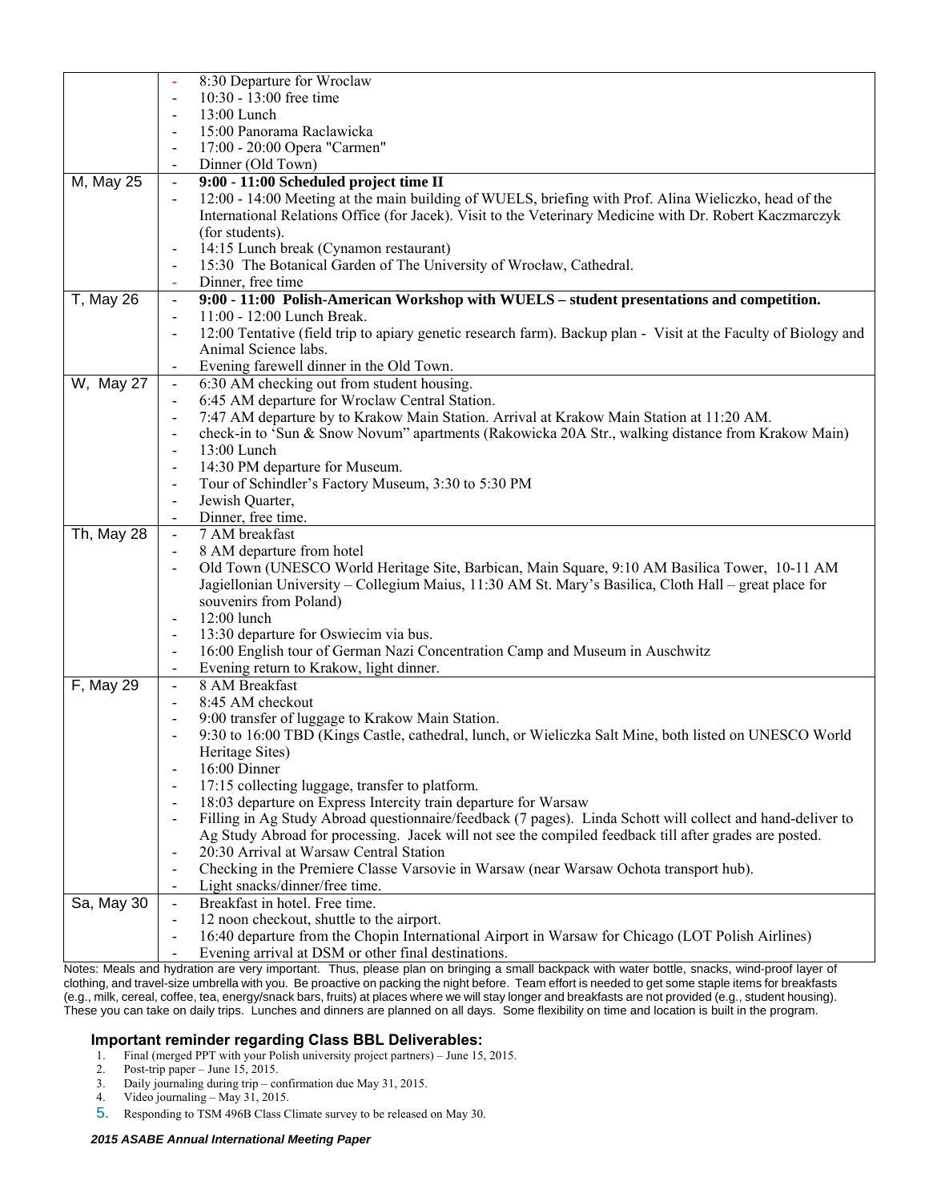| | |
|---|---|
| | - 8:30 Departure for Wroclaw<br>- 10:30 - 13:00 free time<br>- 13:00 Lunch<br>- 15:00 Panorama Raclawicka<br>- 17:00 - 20:00 Opera "Carmen"<br>- Dinner (Old Town) |
| M, May 25 | - **9:00 - 11:00 Scheduled project time II**<br>- 12:00 - 14:00 Meeting at the main building of WUELS, briefing with Prof. Alina Wieliczko, head of the International Relations Office (for Jacek). Visit to the Veterinary Medicine with Dr. Robert Kaczmarczyk (for students).<br>- 14:15 Lunch break (Cynamon restaurant)<br>- 15:30 The Botanical Garden of The University of Wrocław, Cathedral.<br>- Dinner, free time |
| T, May 26 | - **9:00 - 11:00 Polish-American Workshop with WUELS – student presentations and competition.**<br>- 11:00 - 12:00 Lunch Break.<br>- 12:00 Tentative (field trip to apiary genetic research farm). Backup plan - Visit at the Faculty of Biology and Animal Science labs.<br>- Evening farewell dinner in the Old Town. |
| W, May 27 | - 6:30 AM checking out from student housing.<br>- 6:45 AM departure for Wroclaw Central Station.<br>- 7:47 AM departure by to Krakow Main Station. Arrival at Krakow Main Station at 11:20 AM.<br>- check-in to 'Sun & Snow Novum" apartments (Rakowicka 20A Str., walking distance from Krakow Main)<br>- 13:00 Lunch<br>- 14:30 PM departure for Museum.<br>- Tour of Schindler's Factory Museum, 3:30 to 5:30 PM<br>- Jewish Quarter,<br>- Dinner, free time. |
| Th, May 28 | - 7 AM breakfast<br>- 8 AM departure from hotel<br>- Old Town (UNESCO World Heritage Site, Barbican, Main Square, 9:10 AM Basilica Tower, 10-11 AM Jagiellonian University – Collegium Maius, 11:30 AM St. Mary's Basilica, Cloth Hall – great place for souvenirs from Poland)<br>- 12:00 lunch<br>- 13:30 departure for Oswiecim via bus.<br>- 16:00 English tour of German Nazi Concentration Camp and Museum in Auschwitz<br>- Evening return to Krakow, light dinner. |
| F, May 29 | - 8 AM Breakfast<br>- 8:45 AM checkout<br>- 9:00 transfer of luggage to Krakow Main Station.<br>- 9:30 to 16:00 TBD (Kings Castle, cathedral, lunch, or Wieliczka Salt Mine, both listed on UNESCO World Heritage Sites)<br>- 16:00 Dinner<br>- 17:15 collecting luggage, transfer to platform.<br>- 18:03 departure on Express Intercity train departure for Warsaw<br>- Filling in Ag Study Abroad questionnaire/feedback (7 pages). Linda Schott will collect and hand-deliver to Ag Study Abroad for processing. Jacek will not see the compiled feedback till after grades are posted.<br>- 20:30 Arrival at Warsaw Central Station<br>- Checking in the Premiere Classe Varsovie in Warsaw (near Warsaw Ochota transport hub).<br>- Light snacks/dinner/free time. |
| Sa, May 30 | - Breakfast in hotel. Free time.<br>- 12 noon checkout, shuttle to the airport.<br>- 16:40 departure from the Chopin International Airport in Warsaw for Chicago (LOT Polish Airlines)<br>- Evening arrival at DSM or other final destinations. |

Notes: Meals and hydration are very important. Thus, please plan on bringing a small backpack with water bottle, snacks, wind-proof layer of clothing, and travel-size umbrella with you. Be proactive on packing the night before. Team effort is needed to get some staple items for breakfasts (e.g., milk, cereal, coffee, tea, energy/snack bars, fruits) at places where we will stay longer and breakfasts are not provided (e.g., student housing). These you can take on daily trips. Lunches and dinners are planned on all days. Some flexibility on time and location is built in the program.

### Important reminder regarding Class BBL Deliverables:

1. Final (merged PPT with your Polish university project partners) – June 15, 2015.
2. Post-trip paper – June 15, 2015.
3. Daily journaling during trip – confirmation due May 31, 2015.
4. Video journaling – May 31, 2015.
5. Responding to TSM 496B Class Climate survey to be released on May 30.